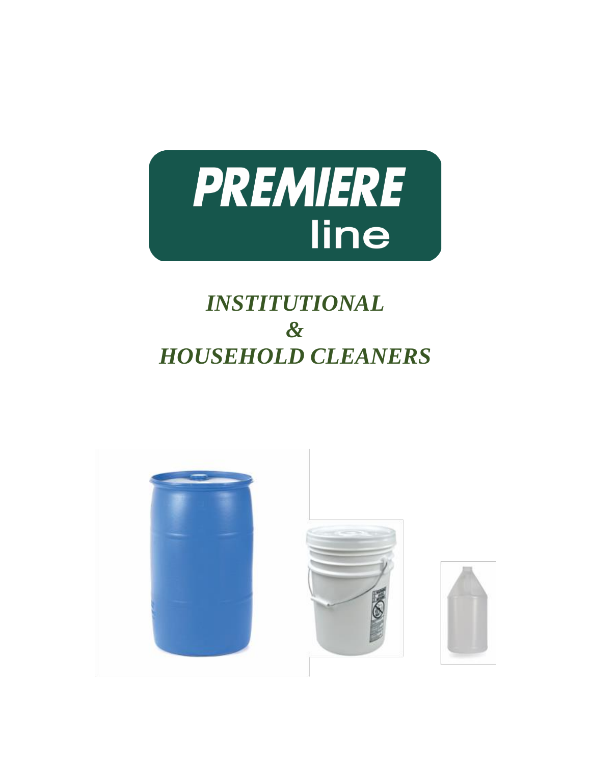# PREMIERE line

## *INSTITUTIONAL & HOUSEHOLD CLEANERS*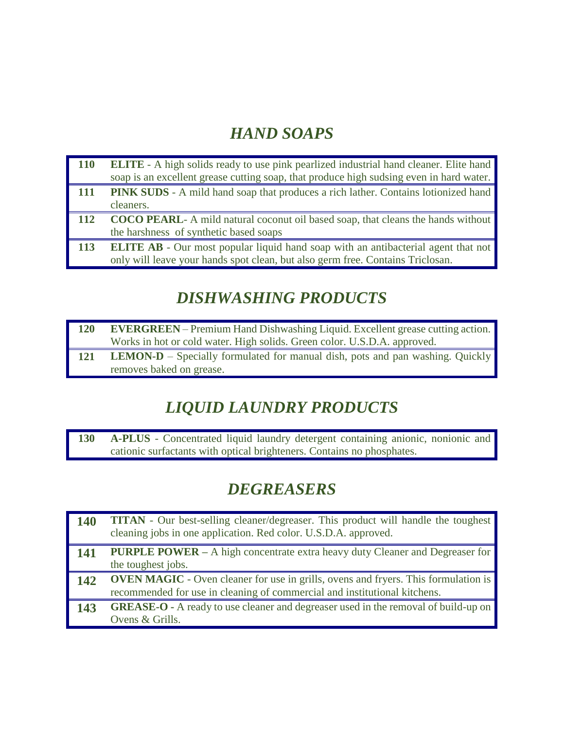## *HAND SOAPS*

| | |
|---|---|
| **110** | **ELITE** - A high solids ready to use pink pearlized industrial hand cleaner. Elite hand soap is an excellent grease cutting soap, that produce high sudsing even in hard water. |
| **111** | **PINK SUDS** - A mild hand soap that produces a rich lather. Contains lotionized hand cleaners. |
| **112** | **COCO PEARL**- A mild natural coconut oil based soap, that cleans the hands without the harshness of synthetic based soaps |
| **113** | **ELITE AB** - Our most popular liquid hand soap with an antibacterial agent that not only will leave your hands spot clean, but also germ free. Contains Triclosan. |

## *DISHWASHING PRODUCTS*

| | |
|---|---|
| **120** | **EVERGREEN** – Premium Hand Dishwashing Liquid. Excellent grease cutting action. Works in hot or cold water. High solids. Green color. U.S.D.A. approved. |
| **121** | **LEMON-D** – Specially formulated for manual dish, pots and pan washing. Quickly removes baked on grease. |

## *LIQUID LAUNDRY PRODUCTS*

| | |
|---|---|
| **130** | **A-PLUS** - Concentrated liquid laundry detergent containing anionic, nonionic and cationic surfactants with optical brighteners. Contains no phosphates. |

## *DEGREASERS*

| | |
|---|---|
| **140** | **TITAN** - Our best-selling cleaner/degreaser. This product will handle the toughest cleaning jobs in one application. Red color. U.S.D.A. approved. |
| **141** | **PURPLE POWER** – A high concentrate extra heavy duty Cleaner and Degreaser for the toughest jobs. |
| **142** | **OVEN MAGIC** - Oven cleaner for use in grills, ovens and fryers. This formulation is recommended for use in cleaning of commercial and institutional kitchens. |
| **143** | **GREASE-O** - A ready to use cleaner and degreaser used in the removal of build-up on Ovens & Grills. |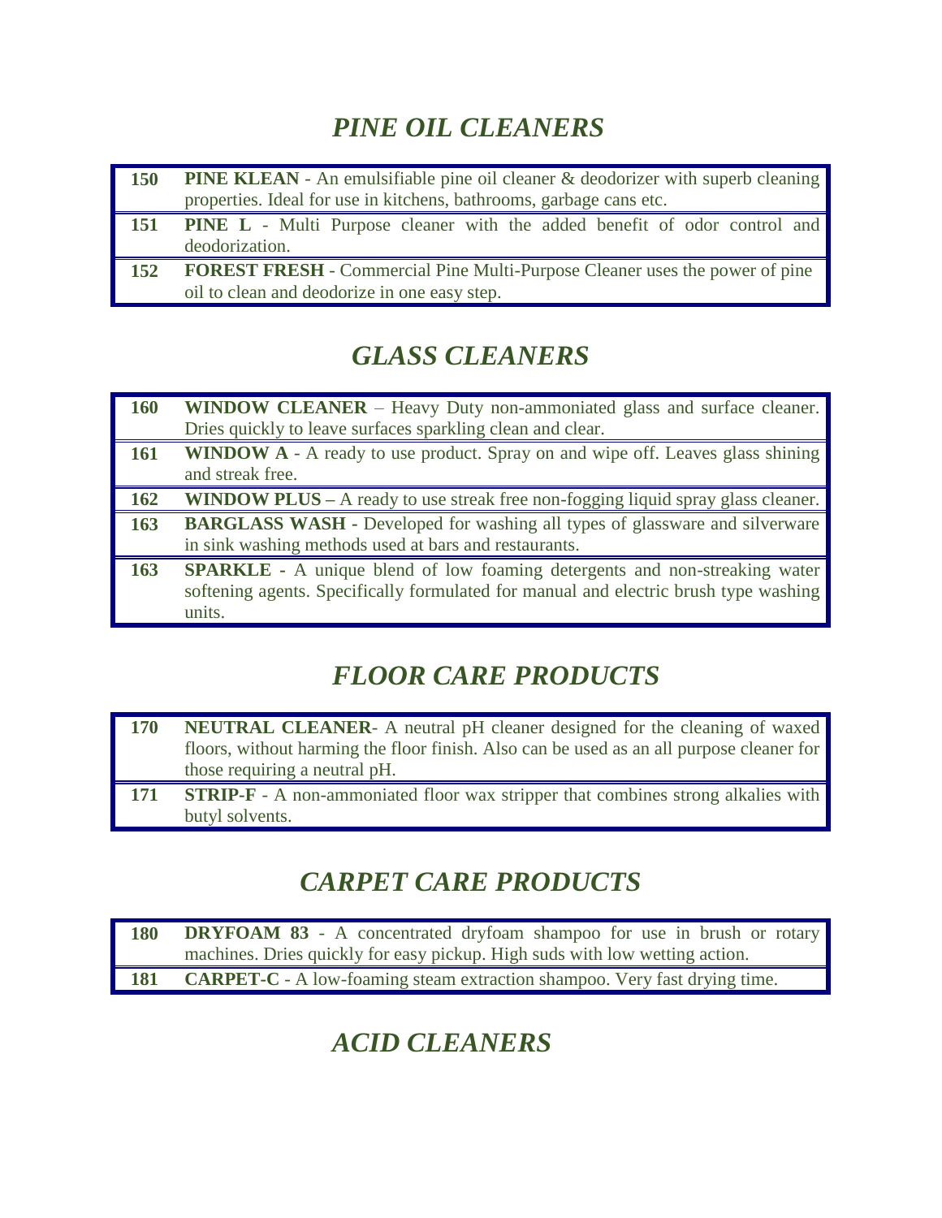## *PINE OIL CLEANERS*

| | |
|---|---|
| **150** | **PINE KLEAN** - An emulsifiable pine oil cleaner & deodorizer with superb cleaning properties. Ideal for use in kitchens, bathrooms, garbage cans etc. |
| **151** | **PINE L** - Multi Purpose cleaner with the added benefit of odor control and deodorization. |
| **152** | **FOREST FRESH** - Commercial Pine Multi-Purpose Cleaner uses the power of pine oil to clean and deodorize in one easy step. |

## *GLASS CLEANERS*

| | |
|---|---|
| **160** | **WINDOW CLEANER** – Heavy Duty non-ammoniated glass and surface cleaner. Dries quickly to leave surfaces sparkling clean and clear. |
| **161** | **WINDOW A** - A ready to use product. Spray on and wipe off. Leaves glass shining and streak free. |
| **162** | **WINDOW PLUS** – A ready to use streak free non-fogging liquid spray glass cleaner. |
| **163** | **BARGLASS WASH** - Developed for washing all types of glassware and silverware in sink washing methods used at bars and restaurants. |
| **163** | **SPARKLE** - A unique blend of low foaming detergents and non-streaking water softening agents. Specifically formulated for manual and electric brush type washing units. |

## *FLOOR CARE PRODUCTS*

| | |
|---|---|
| **170** | **NEUTRAL CLEANER**- A neutral pH cleaner designed for the cleaning of waxed floors, without harming the floor finish. Also can be used as an all purpose cleaner for those requiring a neutral pH. |
| **171** | **STRIP-F** - A non-ammoniated floor wax stripper that combines strong alkalies with butyl solvents. |

## *CARPET CARE PRODUCTS*

| | |
|---|---|
| **180** | **DRYFOAM 83** - A concentrated dryfoam shampoo for use in brush or rotary machines. Dries quickly for easy pickup. High suds with low wetting action. |
| **181** | **CARPET-C** - A low-foaming steam extraction shampoo. Very fast drying time. |

## *ACID CLEANERS*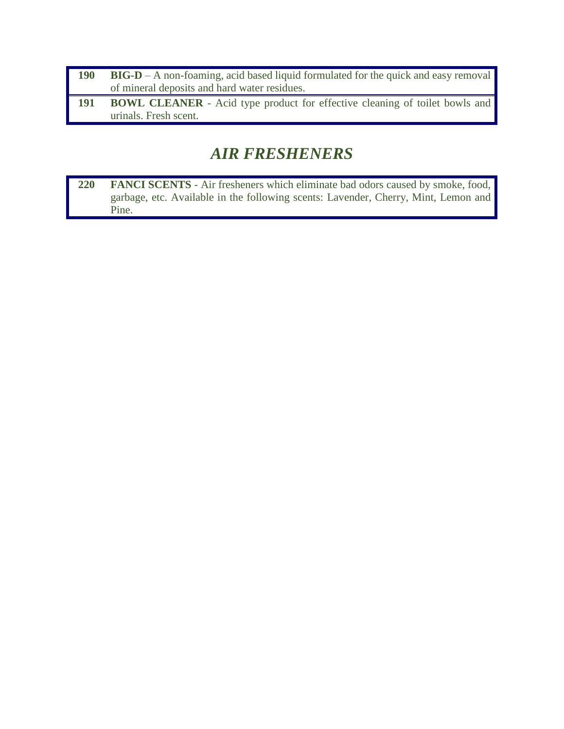| | |
|---|---|
| **190** | **BIG-D** – A non-foaming, acid based liquid formulated for the quick and easy removal of mineral deposits and hard water residues. |
| **191** | **BOWL CLEANER** - Acid type product for effective cleaning of toilet bowls and urinals. Fresh scent. |

## *AIR FRESHENERS*

| | |
|---|---|
| **220** | **FANCI SCENTS** - Air fresheners which eliminate bad odors caused by smoke, food, garbage, etc. Available in the following scents: Lavender, Cherry, Mint, Lemon and Pine. |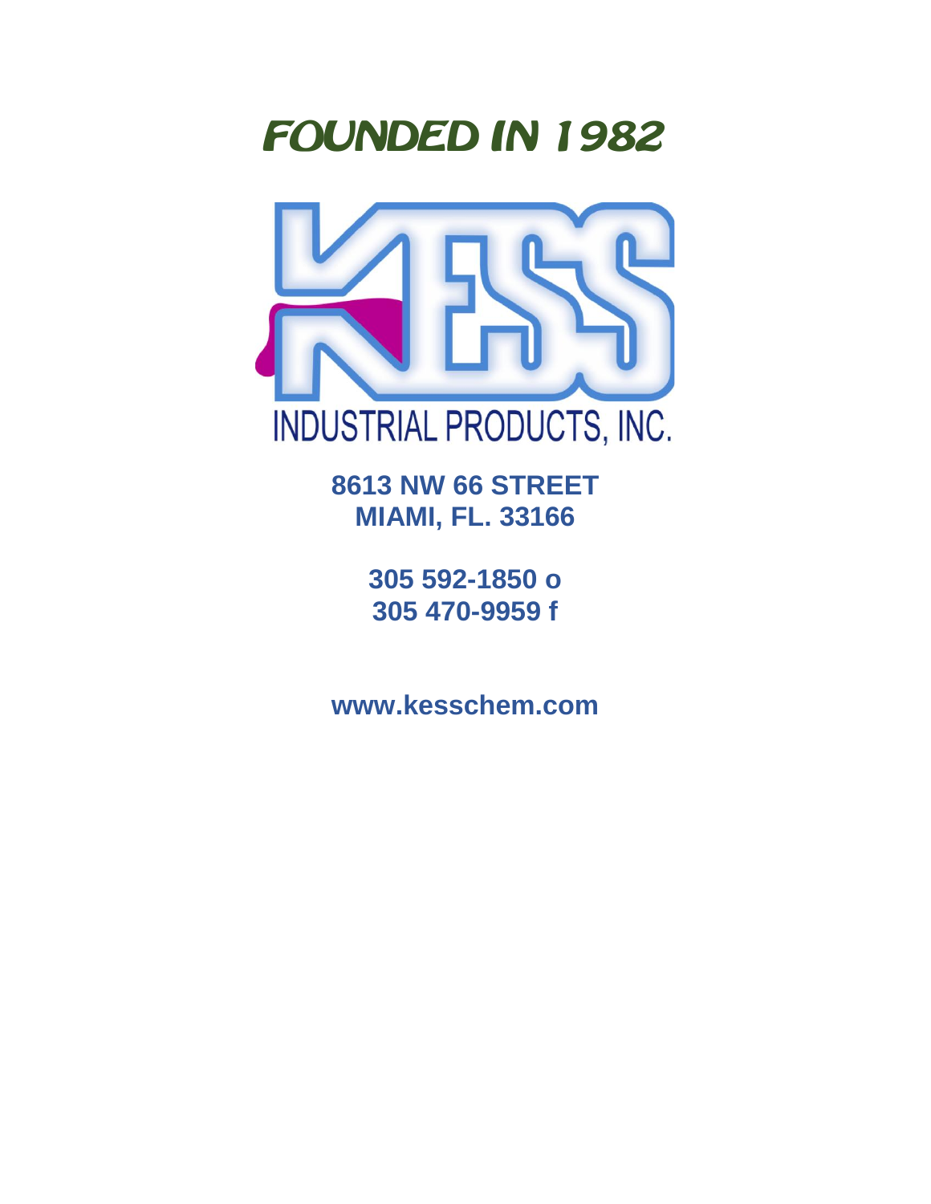# FOUNDED IN 1982

KESS

INDUSTRIAL PRODUCTS, INC.

**8613 NW 66 STREET**
**MIAMI, FL. 33166**

**305 592-1850 o**
**305 470-9959 f**

**www.kesschem.com**